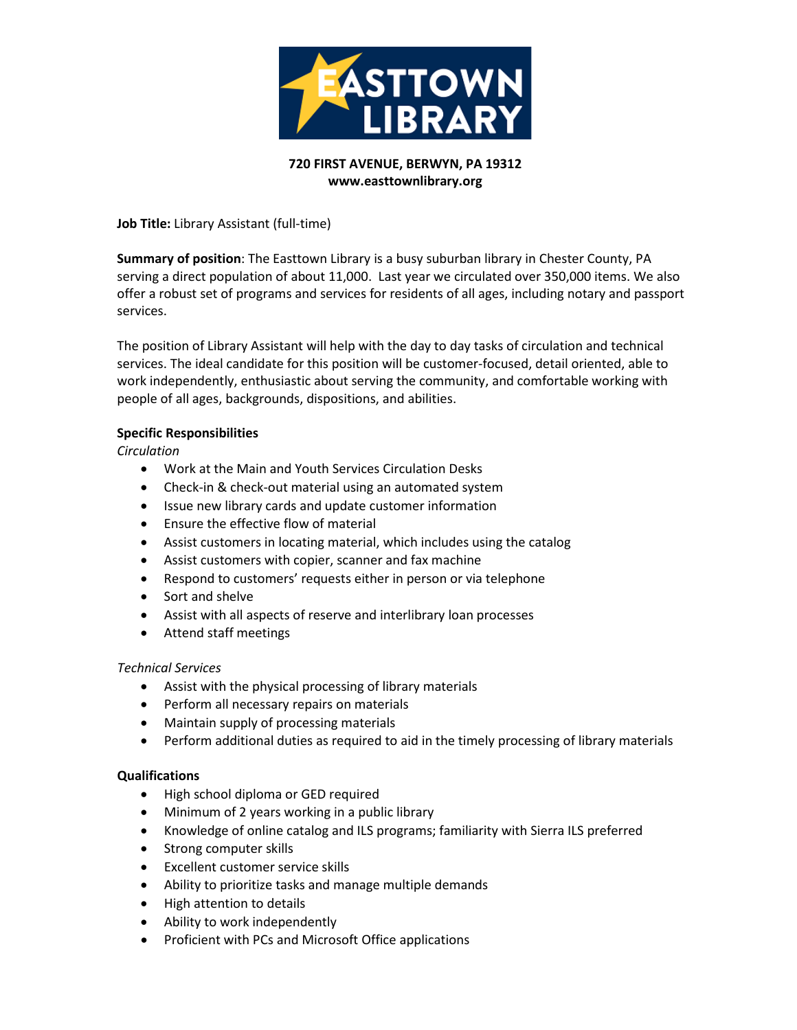EASTTOWN LIBRARY

**720 FIRST AVENUE, BERWYN, PA 19312**
**www.easttownlibrary.org**

**Job Title:** Library Assistant (full-time)

**Summary of position**: The Easttown Library is a busy suburban library in Chester County, PA serving a direct population of about 11,000. Last year we circulated over 350,000 items. We also offer a robust set of programs and services for residents of all ages, including notary and passport services.

The position of Library Assistant will help with the day to day tasks of circulation and technical services. The ideal candidate for this position will be customer-focused, detail oriented, able to work independently, enthusiastic about serving the community, and comfortable working with people of all ages, backgrounds, dispositions, and abilities.

**Specific Responsibilities**

*Circulation*

- Work at the Main and Youth Services Circulation Desks
- Check-in & check-out material using an automated system
- Issue new library cards and update customer information
- Ensure the effective flow of material
- Assist customers in locating material, which includes using the catalog
- Assist customers with copier, scanner and fax machine
- Respond to customers' requests either in person or via telephone
- Sort and shelve
- Assist with all aspects of reserve and interlibrary loan processes
- Attend staff meetings

*Technical Services*

- Assist with the physical processing of library materials
- Perform all necessary repairs on materials
- Maintain supply of processing materials
- Perform additional duties as required to aid in the timely processing of library materials

**Qualifications**

- High school diploma or GED required
- Minimum of 2 years working in a public library
- Knowledge of online catalog and ILS programs; familiarity with Sierra ILS preferred
- Strong computer skills
- Excellent customer service skills
- Ability to prioritize tasks and manage multiple demands
- High attention to details
- Ability to work independently
- Proficient with PCs and Microsoft Office applications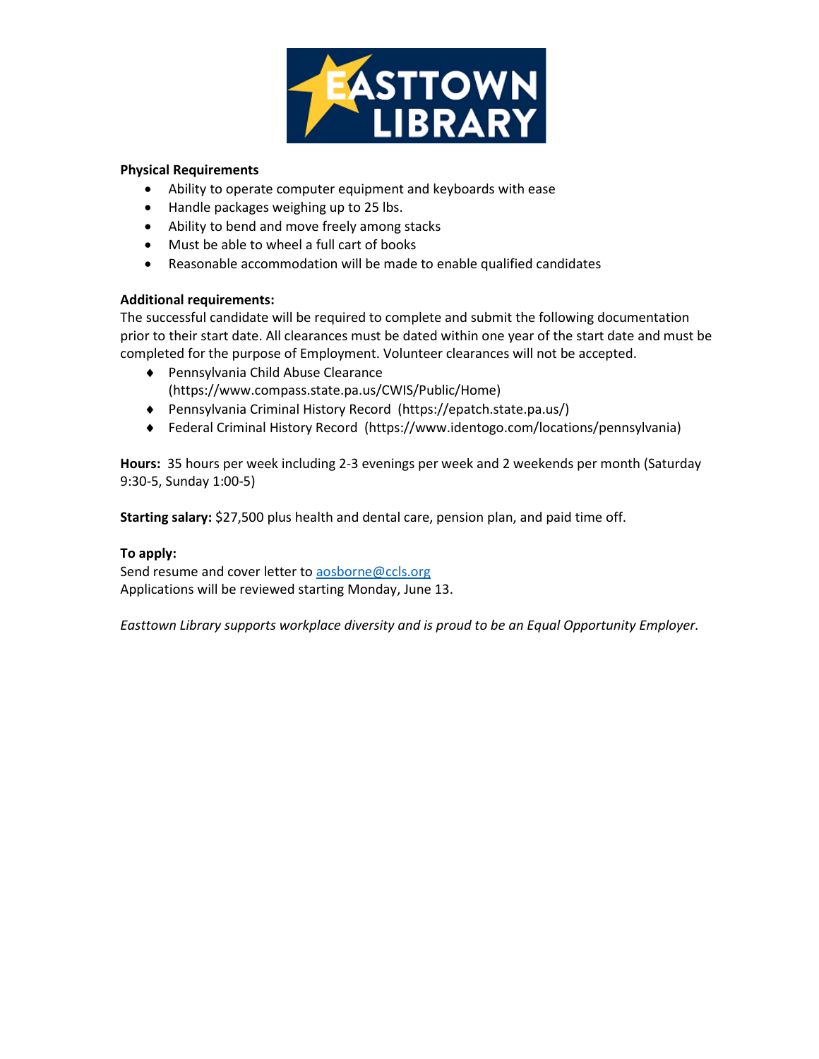**Physical Requirements**

- Ability to operate computer equipment and keyboards with ease
- Handle packages weighing up to 25 lbs.
- Ability to bend and move freely among stacks
- Must be able to wheel a full cart of books
- Reasonable accommodation will be made to enable qualified candidates

**Additional requirements:**

The successful candidate will be required to complete and submit the following documentation prior to their start date. All clearances must be dated within one year of the start date and must be completed for the purpose of Employment. Volunteer clearances will not be accepted.

- Pennsylvania Child Abuse Clearance (https://www.compass.state.pa.us/CWIS/Public/Home)
- Pennsylvania Criminal History Record (https://epatch.state.pa.us/)
- Federal Criminal History Record (https://www.identogo.com/locations/pennsylvania)

**Hours:** 35 hours per week including 2-3 evenings per week and 2 weekends per month (Saturday 9:30-5, Sunday 1:00-5)

**Starting salary:** $27,500 plus health and dental care, pension plan, and paid time off.

**To apply:**

Send resume and cover letter to aosborne@ccls.org
Applications will be reviewed starting Monday, June 13.

*Easttown Library supports workplace diversity and is proud to be an Equal Opportunity Employer.*